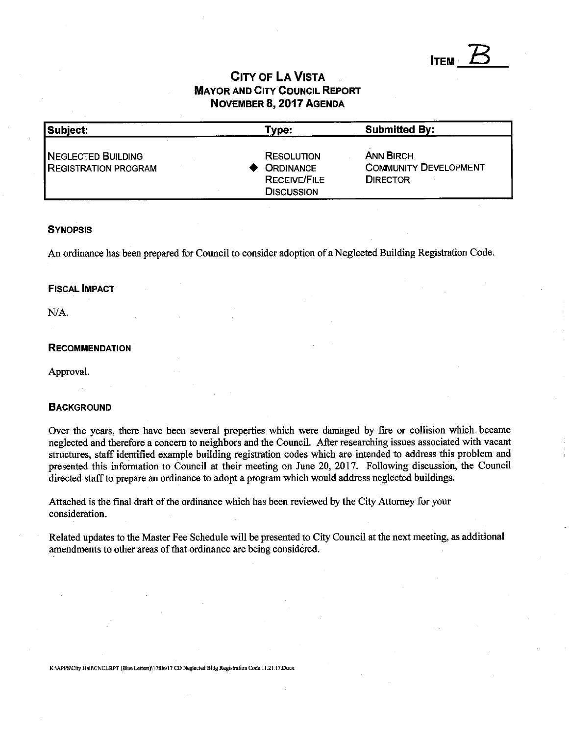**ITEM** *B*

# CITY OF LA VISTA
## MAYOR AND CITY COUNCIL REPORT
## NOVEMBER 8, 2017 AGENDA

| Subject: | Type: | Submitted By: |
| --- | --- | --- |
| NEGLECTED BUILDING REGISTRATION PROGRAM | RESOLUTION<br>◆ ORDINANCE<br>RECEIVE/FILE<br>DISCUSSION | ANN BIRCH<br>COMMUNITY DEVELOPMENT DIRECTOR |

### SYNOPSIS

An ordinance has been prepared for Council to consider adoption of a Neglected Building Registration Code.

### FISCAL IMPACT

N/A.

### RECOMMENDATION

Approval.

### BACKGROUND

Over the years, there have been several properties which were damaged by fire or collision which became neglected and therefore a concern to neighbors and the Council. After researching issues associated with vacant structures, staff identified example building registration codes which are intended to address this problem and presented this information to Council at their meeting on June 20, 2017. Following discussion, the Council directed staff to prepare an ordinance to adopt a program which would address neglected buildings.

Attached is the final draft of the ordinance which has been reviewed by the City Attorney for your consideration.

Related updates to the Master Fee Schedule will be presented to City Council at the next meeting, as additional amendments to other areas of that ordinance are being considered.

K:\APPS\City Hall\CNCLRPT (Blue Letters)\17file\17 CD Neglected Bldg Registration Code 11.21.17.Docx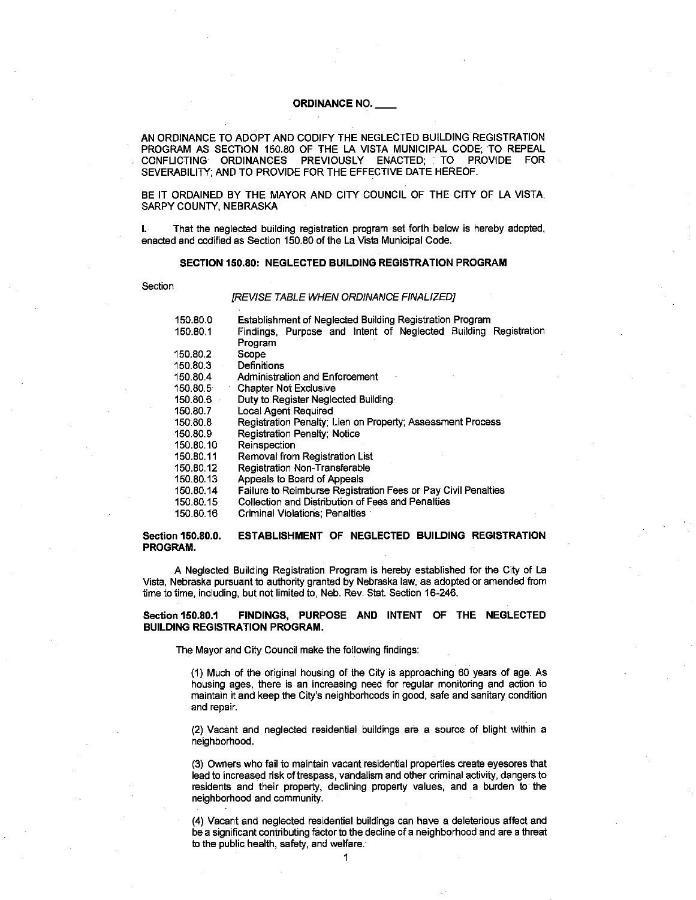**ORDINANCE NO. ____**

AN ORDINANCE TO ADOPT AND CODIFY THE NEGLECTED BUILDING REGISTRATION PROGRAM AS SECTION 150.80 OF THE LA VISTA MUNICIPAL CODE; TO REPEAL CONFLICTING ORDINANCES PREVIOUSLY ENACTED; TO PROVIDE FOR SEVERABILITY; AND TO PROVIDE FOR THE EFFECTIVE DATE HEREOF.

BE IT ORDAINED BY THE MAYOR AND CITY COUNCIL OF THE CITY OF LA VISTA, SARPY COUNTY, NEBRASKA

I. That the neglected building registration program set forth below is hereby adopted, enacted and codified as Section 150.80 of the La Vista Municipal Code.

**SECTION 150.80: NEGLECTED BUILDING REGISTRATION PROGRAM**

Section

*[REVISE TABLE WHEN ORDINANCE FINALIZED]*

| | |
|---|---|
| 150.80.0 | Establishment of Neglected Building Registration Program |
| 150.80.1 | Findings, Purpose and Intent of Neglected Building Registration Program |
| 150.80.2 | Scope |
| 150.80.3 | Definitions |
| 150.80.4 | Administration and Enforcement |
| 150.80.5 | Chapter Not Exclusive |
| 150.80.6 | Duty to Register Neglected Building |
| 150.80.7 | Local Agent Required |
| 150.80.8 | Registration Penalty; Lien on Property; Assessment Process |
| 150.80.9 | Registration Penalty; Notice |
| 150.80.10 | Reinspection |
| 150.80.11 | Removal from Registration List |
| 150.80.12 | Registration Non-Transferable |
| 150.80.13 | Appeals to Board of Appeals |
| 150.80.14 | Failure to Reimburse Registration Fees or Pay Civil Penalties |
| 150.80.15 | Collection and Distribution of Fees and Penalties |
| 150.80.16 | Criminal Violations; Penalties |

**Section 150.80.0. ESTABLISHMENT OF NEGLECTED BUILDING REGISTRATION PROGRAM.**

A Neglected Building Registration Program is hereby established for the City of La Vista, Nebraska pursuant to authority granted by Nebraska law, as adopted or amended from time to time, including, but not limited to, Neb. Rev. Stat. Section 16-246.

**Section 150.80.1 FINDINGS, PURPOSE AND INTENT OF THE NEGLECTED BUILDING REGISTRATION PROGRAM.**

The Mayor and City Council make the following findings:

(1) Much of the original housing of the City is approaching 60 years of age. As housing ages, there is an increasing need for regular monitoring and action to maintain it and keep the City's neighborhoods in good, safe and sanitary condition and repair.

(2) Vacant and neglected residential buildings are a source of blight within a neighborhood.

(3) Owners who fail to maintain vacant residential properties create eyesores that lead to increased risk of trespass, vandalism and other criminal activity, dangers to residents and their property, declining property values, and a burden to the neighborhood and community.

(4) Vacant and neglected residential buildings can have a deleterious affect and be a significant contributing factor to the decline of a neighborhood and are a threat to the public health, safety, and welfare.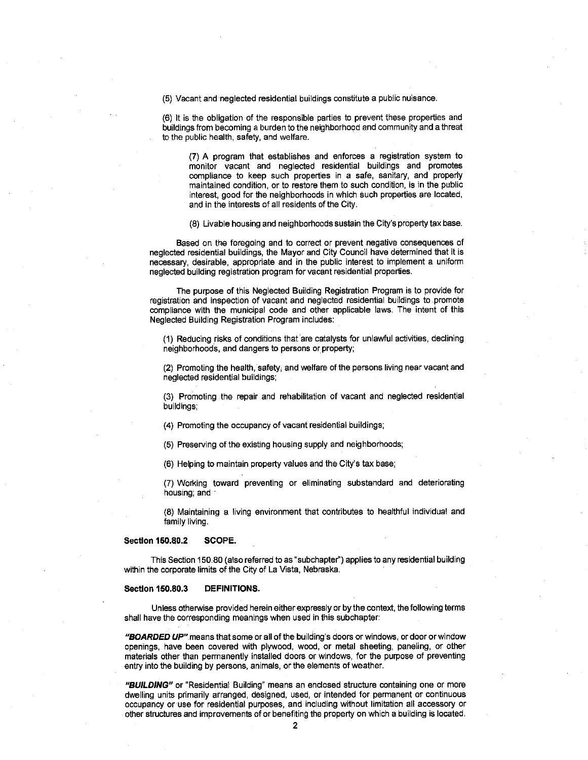(5) Vacant and neglected residential buildings constitute a public nuisance.

(6) It is the obligation of the responsible parties to prevent these properties and buildings from becoming a burden to the neighborhood and community and a threat to the public health, safety, and welfare.

(7) A program that establishes and enforces a registration system to monitor vacant and neglected residential buildings and promotes compliance to keep such properties in a safe, sanitary, and properly maintained condition, or to restore them to such condition, is in the public interest, good for the neighborhoods in which such properties are located, and in the interests of all residents of the City.

(8) Livable housing and neighborhoods sustain the City's property tax base.

Based on the foregoing and to correct or prevent negative consequences of neglected residential buildings, the Mayor and City Council have determined that it is necessary, desirable, appropriate and in the public interest to implement a uniform neglected building registration program for vacant residential properties.

The purpose of this Neglected Building Registration Program is to provide for registration and inspection of vacant and neglected residential buildings to promote compliance with the municipal code and other applicable laws. The intent of this Neglected Building Registration Program includes:

(1) Reducing risks of conditions that are catalysts for unlawful activities, declining neighborhoods, and dangers to persons or property;

(2) Promoting the health, safety, and welfare of the persons living near vacant and neglected residential buildings;

(3) Promoting the repair and rehabilitation of vacant and neglected residential buildings;

(4) Promoting the occupancy of vacant residential buildings;

(5) Preserving of the existing housing supply and neighborhoods;

(6) Helping to maintain property values and the City's tax base;

(7) Working toward preventing or eliminating substandard and deteriorating housing; and

(8) Maintaining a living environment that contributes to healthful individual and family living.

**Section 150.80.2 SCOPE.**

This Section 150.80 (also referred to as "subchapter") applies to any residential building within the corporate limits of the City of La Vista, Nebraska.

**Section 150.80.3 DEFINITIONS.**

Unless otherwise provided herein either expressly or by the context, the following terms shall have the corresponding meanings when used in this subchapter:

***"BOARDED UP"*** means that some or all of the building's doors or windows, or door or window openings, have been covered with plywood, wood, or metal sheeting, paneling, or other materials other than permanently installed doors or windows, for the purpose of preventing entry into the building by persons, animals, or the elements of weather.

***"BUILDING"*** or "Residential Building" means an enclosed structure containing one or more dwelling units primarily arranged, designed, used, or intended for permanent or continuous occupancy or use for residential purposes, and including without limitation all accessory or other structures and improvements of or benefiting the property on which a building is located.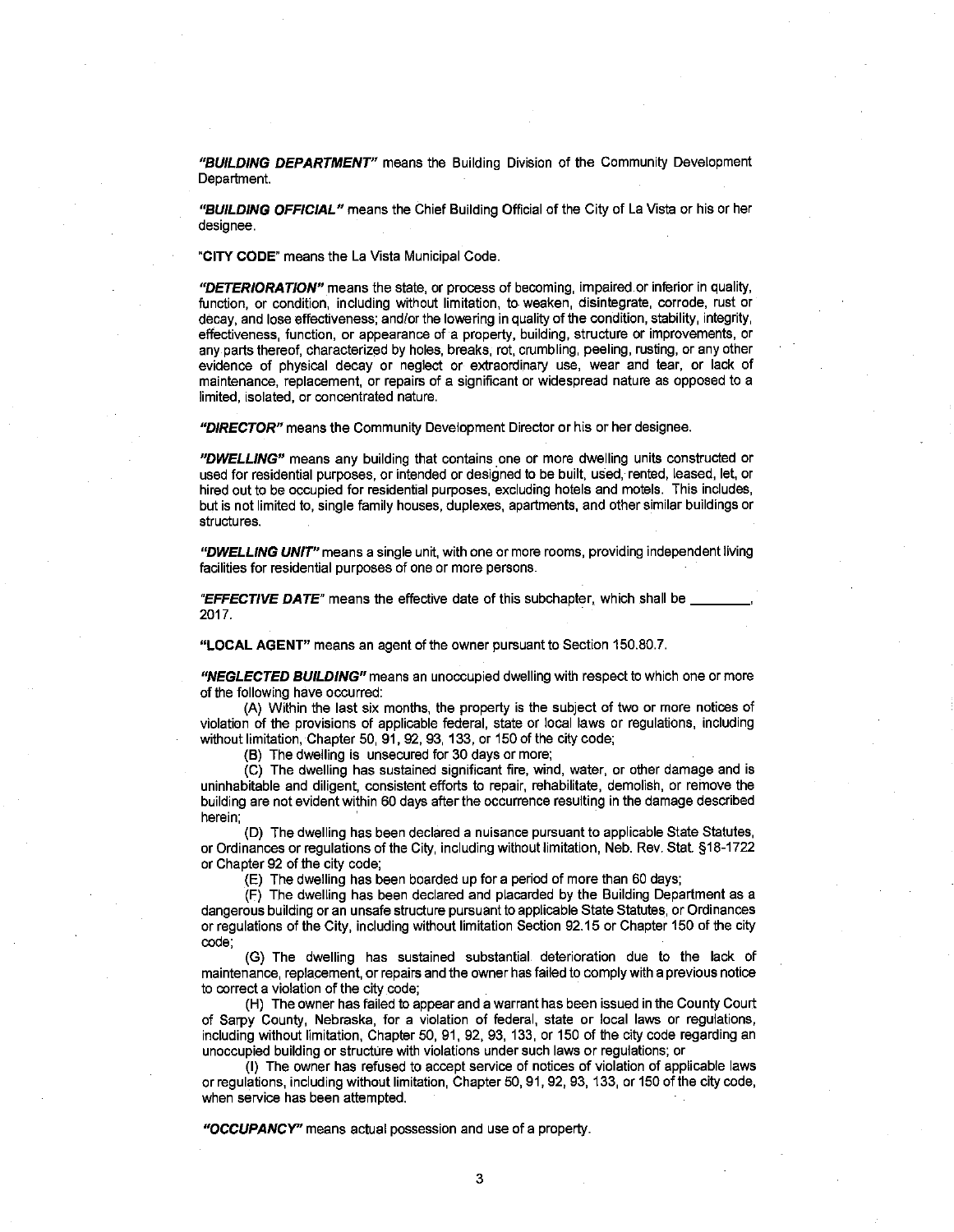***"BUILDING DEPARTMENT"*** means the Building Division of the Community Development Department.

***"BUILDING OFFICIAL"*** means the Chief Building Official of the City of La Vista or his or her designee.

"**CITY CODE**" means the La Vista Municipal Code.

***"DETERIORATION"*** means the state, or process of becoming, impaired or inferior in quality, function, or condition, including without limitation, to weaken, disintegrate, corrode, rust or decay, and lose effectiveness; and/or the lowering in quality of the condition, stability, integrity, effectiveness, function, or appearance of a property, building, structure or improvements, or any parts thereof, characterized by holes, breaks, rot, crumbling, peeling, rusting, or any other evidence of physical decay or neglect or extraordinary use, wear and tear, or lack of maintenance, replacement, or repairs of a significant or widespread nature as opposed to a limited, isolated, or concentrated nature.

***"DIRECTOR"*** means the Community Development Director or his or her designee.

***"DWELLING"*** means any building that contains one or more dwelling units constructed or used for residential purposes, or intended or designed to be built, used, rented, leased, let, or hired out to be occupied for residential purposes, excluding hotels and motels. This includes, but is not limited to, single family houses, duplexes, apartments, and other similar buildings or structures.

***"DWELLING UNIT"*** means a single unit, with one or more rooms, providing independent living facilities for residential purposes of one or more persons.

***"EFFECTIVE DATE"*** means the effective date of this subchapter, which shall be ________, 2017.

**"LOCAL AGENT"** means an agent of the owner pursuant to Section 150.80.7.

***"NEGLECTED BUILDING"*** means an unoccupied dwelling with respect to which one or more of the following have occurred:

(A) Within the last six months, the property is the subject of two or more notices of violation of the provisions of applicable federal, state or local laws or regulations, including without limitation, Chapter 50, 91, 92, 93, 133, or 150 of the city code;

(B) The dwelling is unsecured for 30 days or more;

(C) The dwelling has sustained significant fire, wind, water, or other damage and is uninhabitable and diligent, consistent efforts to repair, rehabilitate, demolish, or remove the building are not evident within 60 days after the occurrence resulting in the damage described herein;

(D) The dwelling has been declared a nuisance pursuant to applicable State Statutes, or Ordinances or regulations of the City, including without limitation, Neb. Rev. Stat. §18-1722 or Chapter 92 of the city code;

(E) The dwelling has been boarded up for a period of more than 60 days;

(F) The dwelling has been declared and placarded by the Building Department as a dangerous building or an unsafe structure pursuant to applicable State Statutes, or Ordinances or regulations of the City, including without limitation Section 92.15 or Chapter 150 of the city code;

(G) The dwelling has sustained substantial deterioration due to the lack of maintenance, replacement, or repairs and the owner has failed to comply with a previous notice to correct a violation of the city code;

(H) The owner has failed to appear and a warrant has been issued in the County Court of Sarpy County, Nebraska, for a violation of federal, state or local laws or regulations, including without limitation, Chapter 50, 91, 92, 93, 133, or 150 of the city code regarding an unoccupied building or structure with violations under such laws or regulations; or

(I) The owner has refused to accept service of notices of violation of applicable laws or regulations, including without limitation, Chapter 50, 91, 92, 93, 133, or 150 of the city code, when service has been attempted.

***"OCCUPANCY"*** means actual possession and use of a property.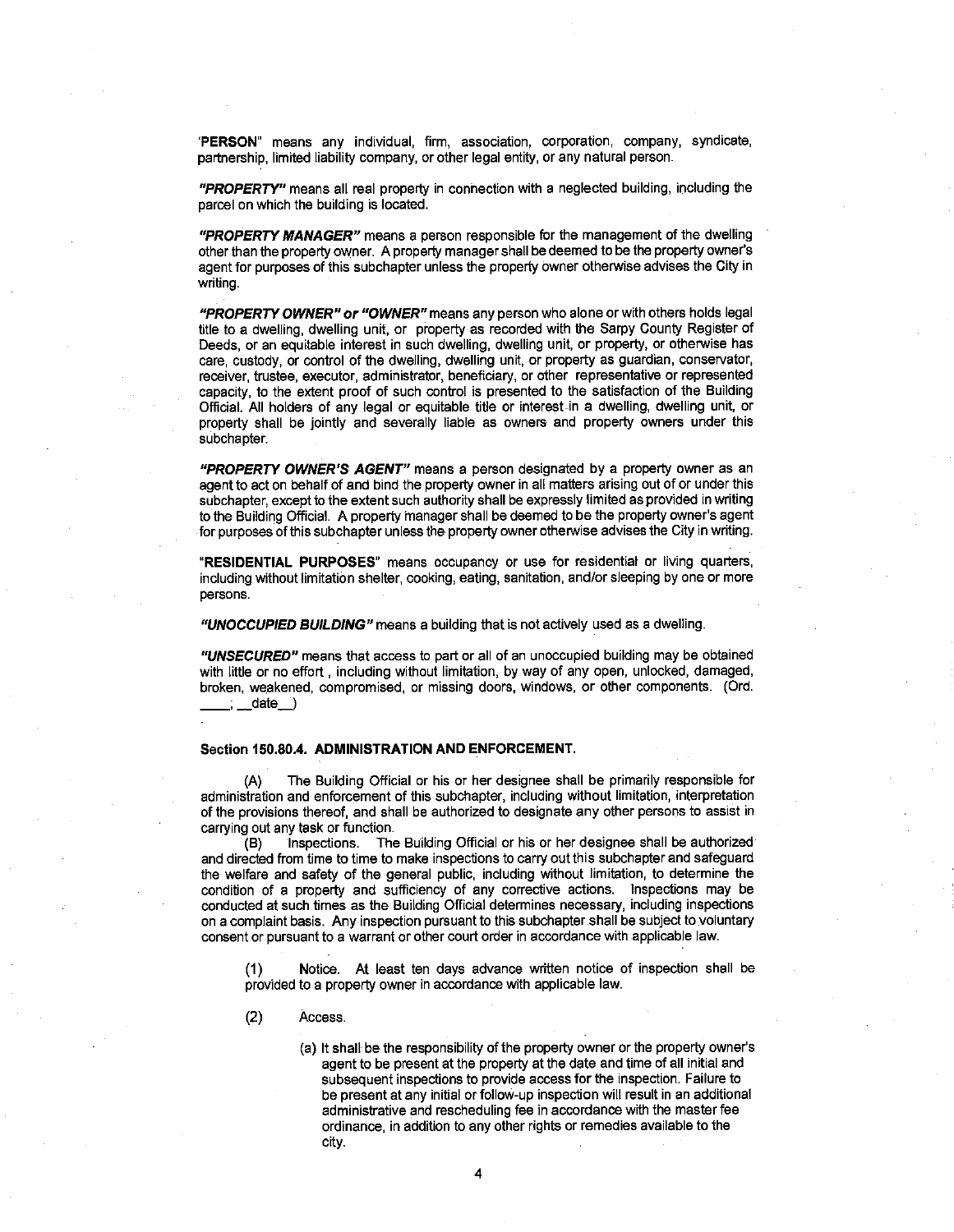"**PERSON**" means any individual, firm, association, corporation, company, syndicate, partnership, limited liability company, or other legal entity, or any natural person.

***"PROPERTY"*** means all real property in connection with a neglected building, including the parcel on which the building is located.

***"PROPERTY MANAGER"*** means a person responsible for the management of the dwelling other than the property owner. A property manager shall be deemed to be the property owner's agent for purposes of this subchapter unless the property owner otherwise advises the City in writing.

***"PROPERTY OWNER" or "OWNER"*** means any person who alone or with others holds legal title to a dwelling, dwelling unit, or property as recorded with the Sarpy County Register of Deeds, or an equitable interest in such dwelling, dwelling unit, or property, or otherwise has care, custody, or control of the dwelling, dwelling unit, or property as guardian, conservator, receiver, trustee, executor, administrator, beneficiary, or other representative or represented capacity, to the extent proof of such control is presented to the satisfaction of the Building Official. All holders of any legal or equitable title or interest in a dwelling, dwelling unit, or property shall be jointly and severally liable as owners and property owners under this subchapter.

***"PROPERTY OWNER'S AGENT"*** means a person designated by a property owner as an agent to act on behalf of and bind the property owner in all matters arising out of or under this subchapter, except to the extent such authority shall be expressly limited as provided in writing to the Building Official. A property manager shall be deemed to be the property owner's agent for purposes of this subchapter unless the property owner otherwise advises the City in writing.

"**RESIDENTIAL PURPOSES**" means occupancy or use for residential or living quarters, including without limitation shelter, cooking, eating, sanitation, and/or sleeping by one or more persons.

***"UNOCCUPIED BUILDING"*** means a building that is not actively used as a dwelling.

***"UNSECURED"*** means that access to part or all of an unoccupied building may be obtained with little or no effort , including without limitation, by way of any open, unlocked, damaged, broken, weakened, compromised, or missing doors, windows, or other components. (Ord. ____; __date__)

**Section 150.80.4. ADMINISTRATION AND ENFORCEMENT.**

(A) The Building Official or his or her designee shall be primarily responsible for administration and enforcement of this subchapter, including without limitation, interpretation of the provisions thereof, and shall be authorized to designate any other persons to assist in carrying out any task or function.

(B) Inspections. The Building Official or his or her designee shall be authorized and directed from time to time to make inspections to carry out this subchapter and safeguard the welfare and safety of the general public, including without limitation, to determine the condition of a property and sufficiency of any corrective actions. Inspections may be conducted at such times as the Building Official determines necessary, including inspections on a complaint basis. Any inspection pursuant to this subchapter shall be subject to voluntary consent or pursuant to a warrant or other court order in accordance with applicable law.

(1) Notice. At least ten days advance written notice of inspection shall be provided to a property owner in accordance with applicable law.

(2) Access.

(a) It shall be the responsibility of the property owner or the property owner's agent to be present at the property at the date and time of all initial and subsequent inspections to provide access for the inspection. Failure to be present at any initial or follow-up inspection will result in an additional administrative and rescheduling fee in accordance with the master fee ordinance, in addition to any other rights or remedies available to the city.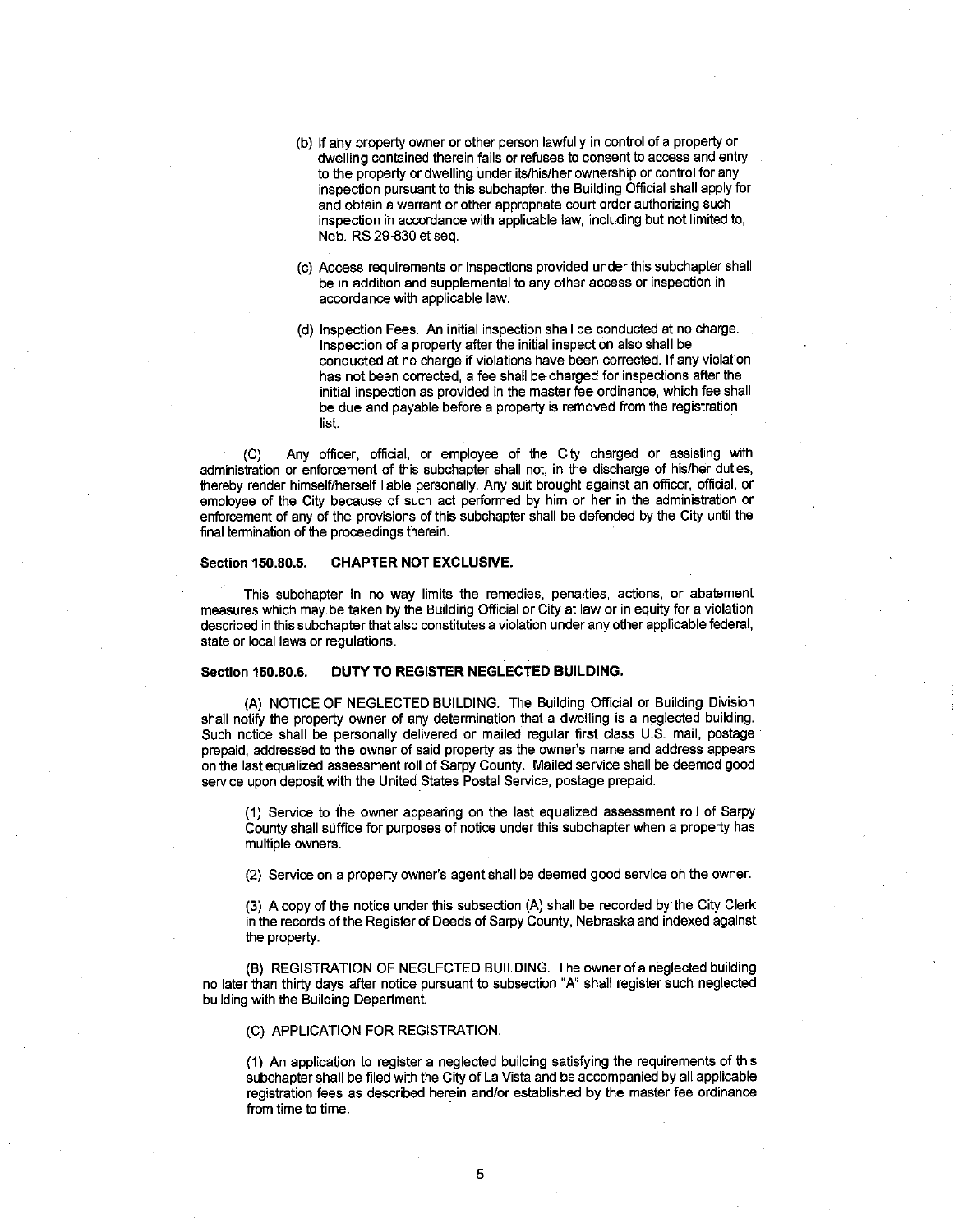(b) If any property owner or other person lawfully in control of a property or dwelling contained therein fails or refuses to consent to access and entry to the property or dwelling under its/his/her ownership or control for any inspection pursuant to this subchapter, the Building Official shall apply for and obtain a warrant or other appropriate court order authorizing such inspection in accordance with applicable law, including but not limited to, Neb. RS 29-830 et seq.

(c) Access requirements or inspections provided under this subchapter shall be in addition and supplemental to any other access or inspection in accordance with applicable law.

(d) Inspection Fees. An initial inspection shall be conducted at no charge. Inspection of a property after the initial inspection also shall be conducted at no charge if violations have been corrected. If any violation has not been corrected, a fee shall be charged for inspections after the initial inspection as provided in the master fee ordinance, which fee shall be due and payable before a property is removed from the registration list.

(C) Any officer, official, or employee of the City charged or assisting with administration or enforcement of this subchapter shall not, in the discharge of his/her duties, thereby render himself/herself liable personally. Any suit brought against an officer, official, or employee of the City because of such act performed by him or her in the administration or enforcement of any of the provisions of this subchapter shall be defended by the City until the final termination of the proceedings therein.

**Section 150.80.5. CHAPTER NOT EXCLUSIVE.**

This subchapter in no way limits the remedies, penalties, actions, or abatement measures which may be taken by the Building Official or City at law or in equity for a violation described in this subchapter that also constitutes a violation under any other applicable federal, state or local laws or regulations.

**Section 150.80.6. DUTY TO REGISTER NEGLECTED BUILDING.**

(A) NOTICE OF NEGLECTED BUILDING. The Building Official or Building Division shall notify the property owner of any determination that a dwelling is a neglected building. Such notice shall be personally delivered or mailed regular first class U.S. mail, postage prepaid, addressed to the owner of said property as the owner's name and address appears on the last equalized assessment roll of Sarpy County. Mailed service shall be deemed good service upon deposit with the United States Postal Service, postage prepaid.

(1) Service to the owner appearing on the last equalized assessment roll of Sarpy County shall suffice for purposes of notice under this subchapter when a property has multiple owners.

(2) Service on a property owner's agent shall be deemed good service on the owner.

(3) A copy of the notice under this subsection (A) shall be recorded by the City Clerk in the records of the Register of Deeds of Sarpy County, Nebraska and indexed against the property.

(B) REGISTRATION OF NEGLECTED BUILDING. The owner of a neglected building no later than thirty days after notice pursuant to subsection "A" shall register such neglected building with the Building Department.

(C) APPLICATION FOR REGISTRATION.

(1) An application to register a neglected building satisfying the requirements of this subchapter shall be filed with the City of La Vista and be accompanied by all applicable registration fees as described herein and/or established by the master fee ordinance from time to time.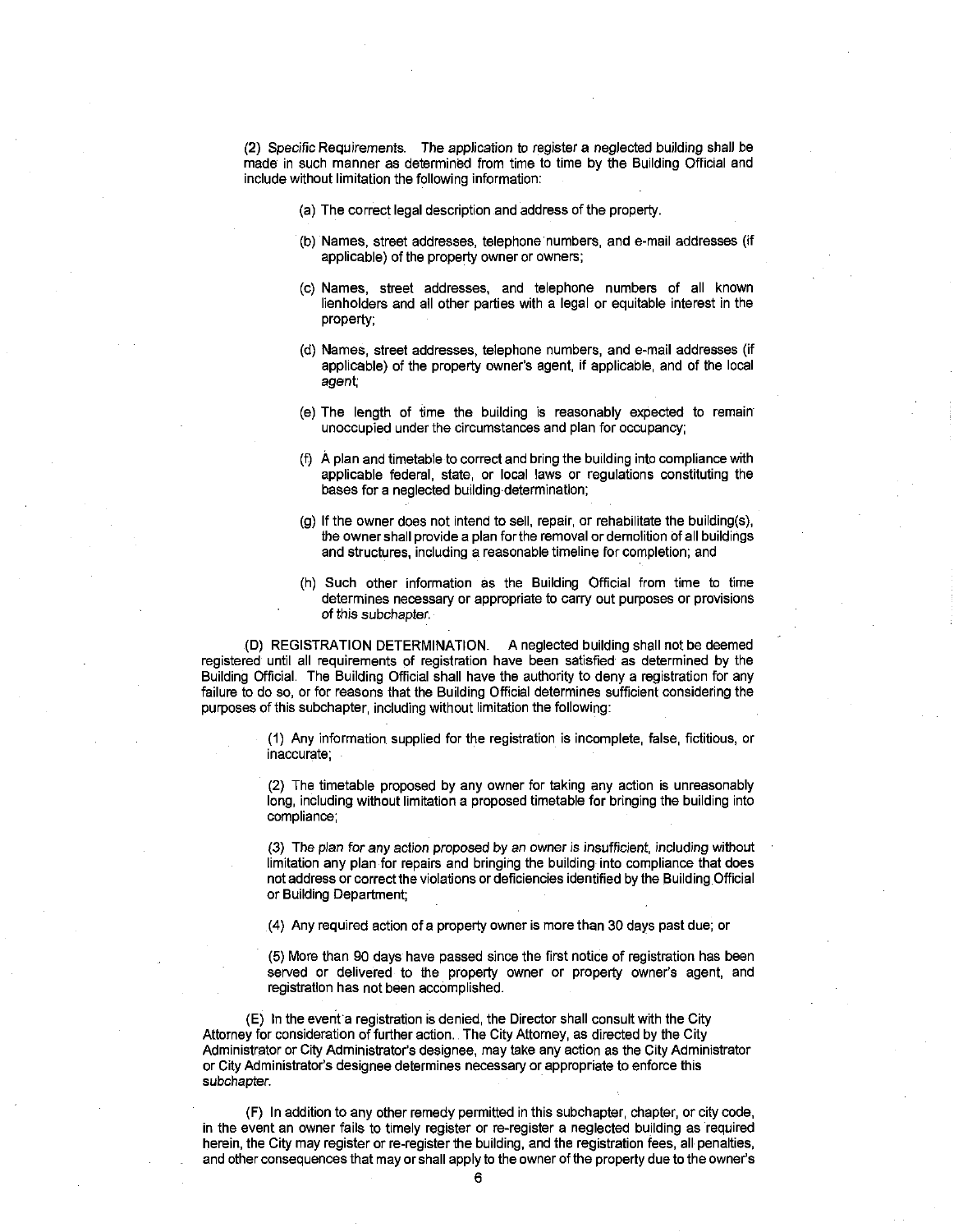(2) *Specific* Requirements. The application to register a neglected building shall be made in such manner as determined from time to time by the Building Official and include without limitation the following information:

(a) The correct legal description and address of the property.

(b) Names, street addresses, telephone numbers, and e-mail addresses (if applicable) of the property owner or owners;

(c) Names, street addresses, and telephone numbers of all known lienholders and all other parties with a legal or equitable interest in the property;

(d) Names, street addresses, telephone numbers, and e-mail addresses (if applicable) of the property owner's agent, if applicable, and of the local *agent*;

(e) The length of time the building is reasonably expected to remain unoccupied under the circumstances and plan for occupancy;

(f) A plan and timetable to correct and bring the building into compliance with applicable federal, state, or local laws or regulations constituting the bases for a neglected building determination;

(g) If the owner does not intend to sell, repair, or rehabilitate the building(s), the owner shall provide a plan for the removal or demolition of all buildings and structures, including a reasonable timeline for completion; and

(h) Such other information as the Building Official from time to time determines necessary or appropriate to carry out purposes or provisions of this *subchapter.*

(D) REGISTRATION DETERMINATION. A neglected building shall not be deemed registered until all requirements of registration have been satisfied as determined by the Building Official. The Building Official shall have the authority to deny a registration for any failure to do so, or for reasons that the Building Official determines sufficient considering the purposes of this subchapter, including without limitation the following:

(1) Any information supplied for the registration is incomplete, false, fictitious, or inaccurate;

(2) The timetable proposed by any owner for taking any action is unreasonably long, including without limitation a proposed timetable for bringing the building into compliance;

(3) *The plan for any action proposed by an owner is insufficient,* including without limitation any plan for repairs and bringing the building into compliance that does not address or correct the violations or deficiencies identified by the Building Official or Building Department;

(4) Any required action of a property owner is more than 30 days past due; or

(5) More than 90 days have passed since the first notice of registration has been served or delivered to the property owner or property owner's agent, and registration has not been accomplished.

(E) In the event a registration is denied, the Director shall consult with the City Attorney for consideration of further action. The City Attorney, as directed by the City Administrator or City Administrator's designee, may take any action as the City Administrator or City Administrator's designee determines necessary or appropriate to enforce this *subchapter.*

(F) In addition to any other remedy permitted in this subchapter, chapter, or city code, in the event an owner fails to timely register or re-register a neglected building as required herein, the City may register or re-register the building, and the registration fees, all penalties, and other consequences that may or shall apply to the owner of the property due to the owner's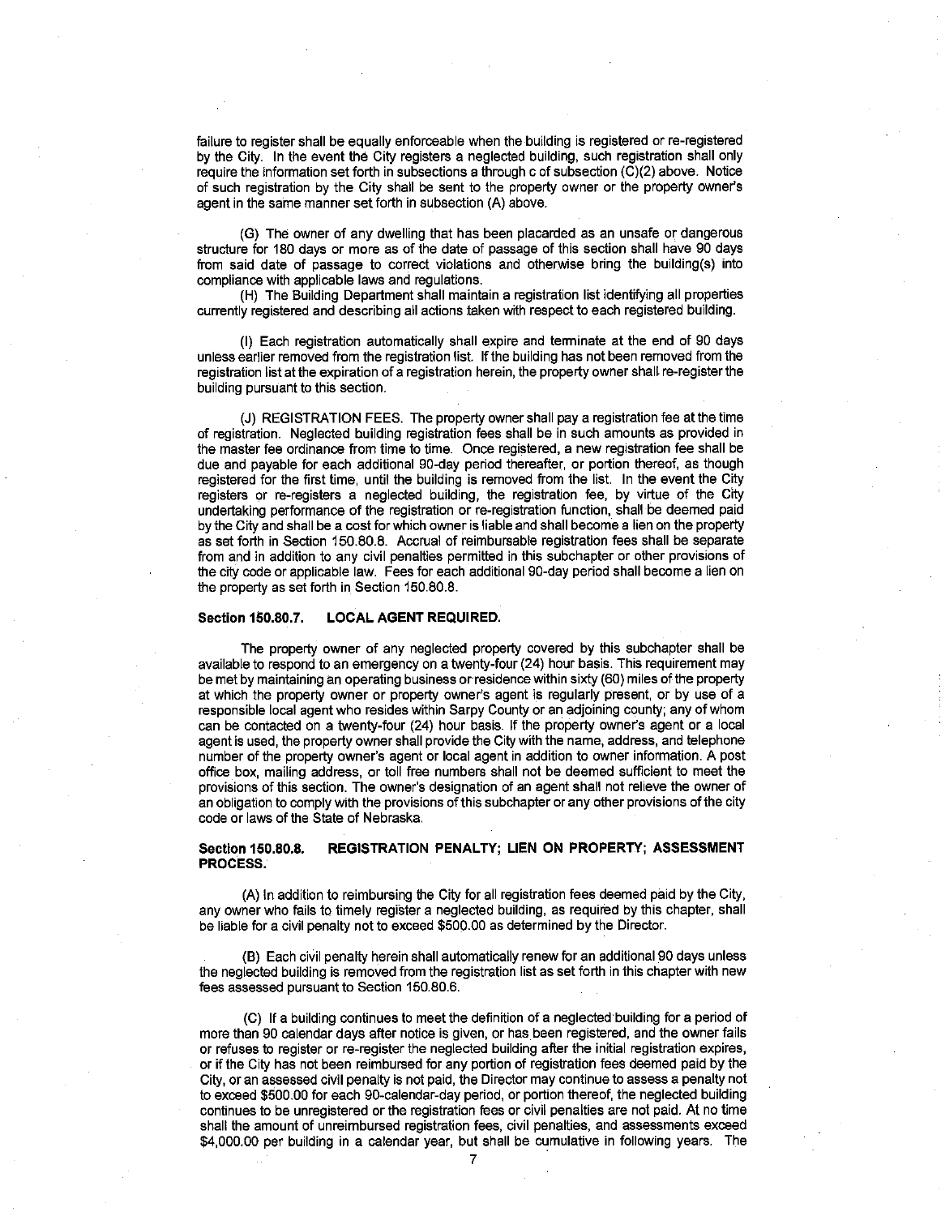failure to register shall be equally enforceable when the building is registered or re-registered by the City. In the event the City registers a neglected building, such registration shall only require the information set forth in subsections a through c of subsection (C)(2) above. Notice of such registration by the City shall be sent to the property owner or the property owner's agent in the same manner set forth in subsection (A) above.

(G) The owner of any dwelling that has been placarded as an unsafe or dangerous structure for 180 days or more as of the date of passage of this section shall have 90 days from said date of passage to correct violations and otherwise bring the building(s) into compliance with applicable laws and regulations.

(H) The Building Department shall maintain a registration list identifying all properties currently registered and describing all actions taken with respect to each registered building.

(I) Each registration automatically shall expire and terminate at the end of 90 days unless earlier removed from the registration list. If the building has not been removed from the registration list at the expiration of a registration herein, the property owner shall re-register the building pursuant to this section.

(J) REGISTRATION FEES. The property owner shall pay a registration fee at the time of registration. Neglected building registration fees shall be in such amounts as provided in the master fee ordinance from time to time. Once registered, a new registration fee shall be due and payable for each additional 90-day period thereafter, or portion thereof, as though registered for the first time, until the building is removed from the list. In the event the City registers or re-registers a neglected building, the registration fee, by virtue of the City undertaking performance of the registration or re-registration function, shall be deemed paid by the City and shall be a cost for which owner is liable and shall become a lien on the property as set forth in Section 150.80.8. Accrual of reimbursable registration fees shall be separate from and in addition to any civil penalties permitted in this subchapter or other provisions of the city code or applicable law. Fees for each additional 90-day period shall become a lien on the property as set forth in Section 150.80.8.

**Section 150.80.7. LOCAL AGENT REQUIRED.**

The property owner of any neglected property covered by this subchapter shall be available to respond to an emergency on a twenty-four (24) hour basis. This requirement may be met by maintaining an operating business or residence within sixty (60) miles of the property at which the property owner or property owner's agent is regularly present, or by use of a responsible local agent who resides within Sarpy County or an adjoining county; any of whom can be contacted on a twenty-four (24) hour basis. If the property owner's agent or a local agent is used, the property owner shall provide the City with the name, address, and telephone number of the property owner's agent or local agent in addition to owner information. A post office box, mailing address, or toll free numbers shall not be deemed sufficient to meet the provisions of this section. The owner's designation of an agent shall not relieve the owner of an obligation to comply with the provisions of this subchapter or any other provisions of the city code or laws of the State of Nebraska.

**Section 150.80.8. REGISTRATION PENALTY; LIEN ON PROPERTY; ASSESSMENT PROCESS.**

(A) In addition to reimbursing the City for all registration fees deemed paid by the City, any owner who fails to timely register a neglected building, as required by this chapter, shall be liable for a civil penalty not to exceed $500.00 as determined by the Director.

(B) Each civil penalty herein shall automatically renew for an additional 90 days unless the neglected building is removed from the registration list as set forth in this chapter with new fees assessed pursuant to Section 150.80.6.

(C) If a building continues to meet the definition of a neglected building for a period of more than 90 calendar days after notice is given, or has been registered, and the owner fails or refuses to register or re-register the neglected building after the initial registration expires, or if the City has not been reimbursed for any portion of registration fees deemed paid by the City, or an assessed civil penalty is not paid, the Director may continue to assess a penalty not to exceed $500.00 for each 90-calendar-day period, or portion thereof, the neglected building continues to be unregistered or the registration fees or civil penalties are not paid. At no time shall the amount of unreimbursed registration fees, civil penalties, and assessments exceed $4,000.00 per building in a calendar year, but shall be cumulative in following years. The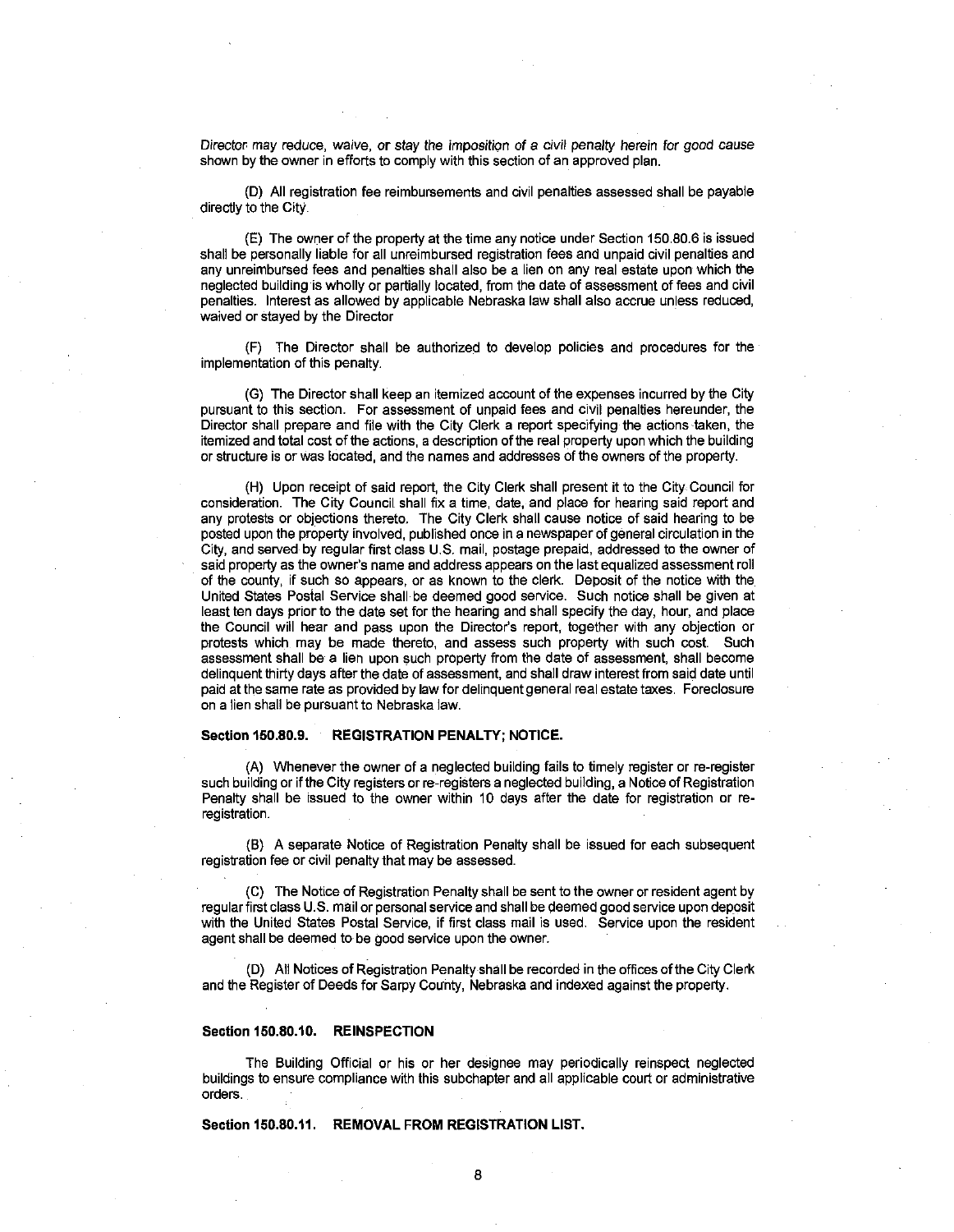Director may reduce, waive, or stay the imposition of a civil penalty herein for good cause shown by the owner in efforts to comply with this section of an approved plan.

(D) All registration fee reimbursements and civil penalties assessed shall be payable directly to the City.

(E) The owner of the property at the time any notice under Section 150.80.6 is issued shall be personally liable for all unreimbursed registration fees and unpaid civil penalties and any unreimbursed fees and penalties shall also be a lien on any real estate upon which the neglected building is wholly or partially located, from the date of assessment of fees and civil penalties. Interest as allowed by applicable Nebraska law shall also accrue unless reduced, waived or stayed by the Director

(F) The Director shall be authorized to develop policies and procedures for the implementation of this penalty.

(G) The Director shall keep an itemized account of the expenses incurred by the City pursuant to this section. For assessment of unpaid fees and civil penalties hereunder, the Director shall prepare and file with the City Clerk a report specifying the actions taken, the itemized and total cost of the actions, a description of the real property upon which the building or structure is or was located, and the names and addresses of the owners of the property.

(H) Upon receipt of said report, the City Clerk shall present it to the City Council for consideration. The City Council shall fix a time, date, and place for hearing said report and any protests or objections thereto. The City Clerk shall cause notice of said hearing to be posted upon the property involved, published once in a newspaper of general circulation in the City, and served by regular first class U.S. mail, postage prepaid, addressed to the owner of said property as the owner's name and address appears on the last equalized assessment roll of the county, if such so appears, or as known to the clerk. Deposit of the notice with the United States Postal Service shall be deemed good service. Such notice shall be given at least ten days prior to the date set for the hearing and shall specify the day, hour, and place the Council will hear and pass upon the Director's report, together with any objection or protests which may be made thereto, and assess such property with such cost. Such assessment shall be a lien upon such property from the date of assessment, shall become delinquent thirty days after the date of assessment, and shall draw interest from said date until paid at the same rate as provided by law for delinquent general real estate taxes. Foreclosure on a lien shall be pursuant to Nebraska law.

**Section 150.80.9. REGISTRATION PENALTY; NOTICE.**

(A) Whenever the owner of a neglected building fails to timely register or re-register such building or if the City registers or re-registers a neglected building, a Notice of Registration Penalty shall be issued to the owner within 10 days after the date for registration or re-registration.

(B) A separate Notice of Registration Penalty shall be issued for each subsequent registration fee or civil penalty that may be assessed.

(C) The Notice of Registration Penalty shall be sent to the owner or resident agent by regular first class U.S. mail or personal service and shall be deemed good service upon deposit with the United States Postal Service, if first class mail is used. Service upon the resident agent shall be deemed to be good service upon the owner.

(D) All Notices of Registration Penalty shall be recorded in the offices of the City Clerk and the Register of Deeds for Sarpy County, Nebraska and indexed against the property.

**Section 150.80.10. REINSPECTION**

The Building Official or his or her designee may periodically reinspect neglected buildings to ensure compliance with this subchapter and all applicable court or administrative orders.

**Section 150.80.11. REMOVAL FROM REGISTRATION LIST.**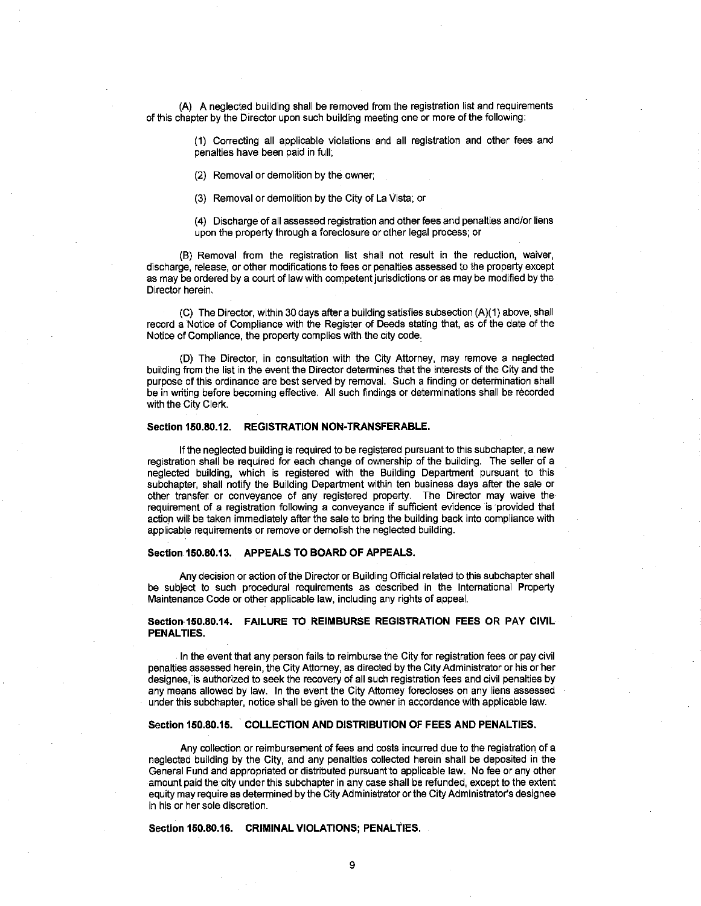(A) A neglected building shall be removed from the registration list and requirements of this chapter by the Director upon such building meeting one or more of the following:

(1) Correcting all applicable violations and all registration and other fees and penalties have been paid in full;

(2) Removal or demolition by the owner;

(3) Removal or demolition by the City of La Vista; or

(4) Discharge of all assessed registration and other fees and penalties and/or liens upon the property through a foreclosure or other legal process; or

(B) Removal from the registration list shall not result in the reduction, waiver, discharge, release, or other modifications to fees or penalties assessed to the property except as may be ordered by a court of law with competent jurisdictions or as may be modified by the Director herein.

(C) The Director, within 30 days after a building satisfies subsection (A)(1) above, shall record a Notice of Compliance with the Register of Deeds stating that, as of the date of the Notice of Compliance, the property complies with the city code.

(D) The Director, in consultation with the City Attorney, may remove a neglected building from the list in the event the Director determines that the interests of the City and the purpose of this ordinance are best served by removal. Such a finding or determination shall be in writing before becoming effective. All such findings or determinations shall be recorded with the City Clerk.

**Section 150.80.12. REGISTRATION NON-TRANSFERABLE.**

If the neglected building is required to be registered pursuant to this subchapter, a new registration shall be required for each change of ownership of the building. The seller of a neglected building, which is registered with the Building Department pursuant to this subchapter, shall notify the Building Department within ten business days after the sale or other transfer or conveyance of any registered property. The Director may waive the requirement of a registration following a conveyance if sufficient evidence is provided that action will be taken immediately after the sale to bring the building back into compliance with applicable requirements or remove or demolish the neglected building.

**Section 150.80.13. APPEALS TO BOARD OF APPEALS.**

Any decision or action of the Director or Building Official related to this subchapter shall be subject to such procedural requirements as described in the International Property Maintenance Code or other applicable law, including any rights of appeal.

**Section 150.80.14. FAILURE TO REIMBURSE REGISTRATION FEES OR PAY CIVIL PENALTIES.**

In the event that any person fails to reimburse the City for registration fees or pay civil penalties assessed herein, the City Attorney, as directed by the City Administrator or his or her designee, is authorized to seek the recovery of all such registration fees and civil penalties by any means allowed by law. In the event the City Attorney forecloses on any liens assessed under this subchapter, notice shall be given to the owner in accordance with applicable law.

**Section 150.80.15. COLLECTION AND DISTRIBUTION OF FEES AND PENALTIES.**

Any collection or reimbursement of fees and costs incurred due to the registration of a neglected building by the City, and any penalties collected herein shall be deposited in the General Fund and appropriated or distributed pursuant to applicable law. No fee or any other amount paid the city under this subchapter in any case shall be refunded, except to the extent equity may require as determined by the City Administrator or the City Administrator's designee in his or her sole discretion.

**Section 150.80.16. CRIMINAL VIOLATIONS; PENALTIES.**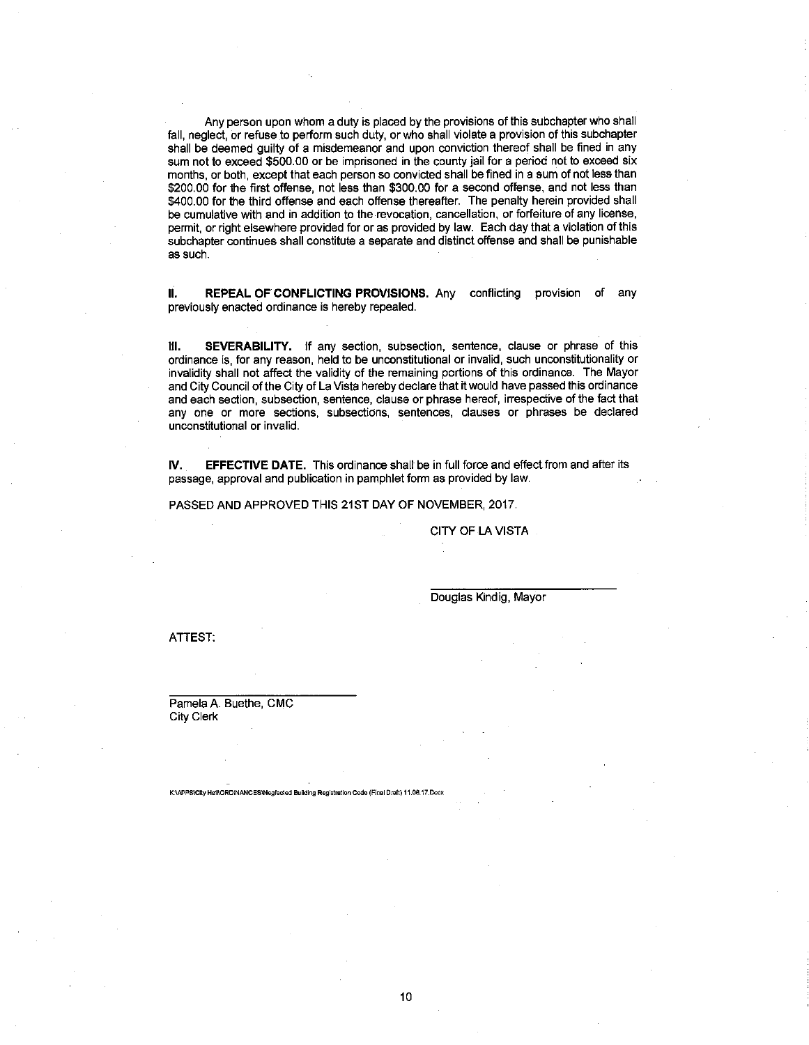Any person upon whom a duty is placed by the provisions of this subchapter who shall fail, neglect, or refuse to perform such duty, or who shall violate a provision of this subchapter shall be deemed guilty of a misdemeanor and upon conviction thereof shall be fined in any sum not to exceed $500.00 or be imprisoned in the county jail for a period not to exceed six months, or both, except that each person so convicted shall be fined in a sum of not less than $200.00 for the first offense, not less than $300.00 for a second offense, and not less than $400.00 for the third offense and each offense thereafter. The penalty herein provided shall be cumulative with and in addition to the revocation, cancellation, or forfeiture of any license, permit, or right elsewhere provided for or as provided by law. Each day that a violation of this subchapter continues shall constitute a separate and distinct offense and shall be punishable as such.

**II. REPEAL OF CONFLICTING PROVISIONS.** Any conflicting provision of any previously enacted ordinance is hereby repealed.

**III. SEVERABILITY.** If any section, subsection, sentence, clause or phrase of this ordinance is, for any reason, held to be unconstitutional or invalid, such unconstitutionality or invalidity shall not affect the validity of the remaining portions of this ordinance. The Mayor and City Council of the City of La Vista hereby declare that it would have passed this ordinance and each section, subsection, sentence, clause or phrase hereof, irrespective of the fact that any one or more sections, subsections, sentences, clauses or phrases be declared unconstitutional or invalid.

**IV. EFFECTIVE DATE.** This ordinance shall be in full force and effect from and after its passage, approval and publication in pamphlet form as provided by law.

PASSED AND APPROVED THIS 21ST DAY OF NOVEMBER, 2017.

CITY OF LA VISTA

\_\_\_\_\_\_\_\_\_\_\_\_\_\_\_\_\_\_\_\_\_\_\_\_\_\_
Douglas Kindig, Mayor

ATTEST:

\_\_\_\_\_\_\_\_\_\_\_\_\_\_\_\_\_\_\_\_\_\_\_\_\_\_
Pamela A. Buethe, CMC
City Clerk

K:\APPS\City Hall\ORDINANCES\Neglected Building Registration Code (Final Draft) 11.08.17.Docx